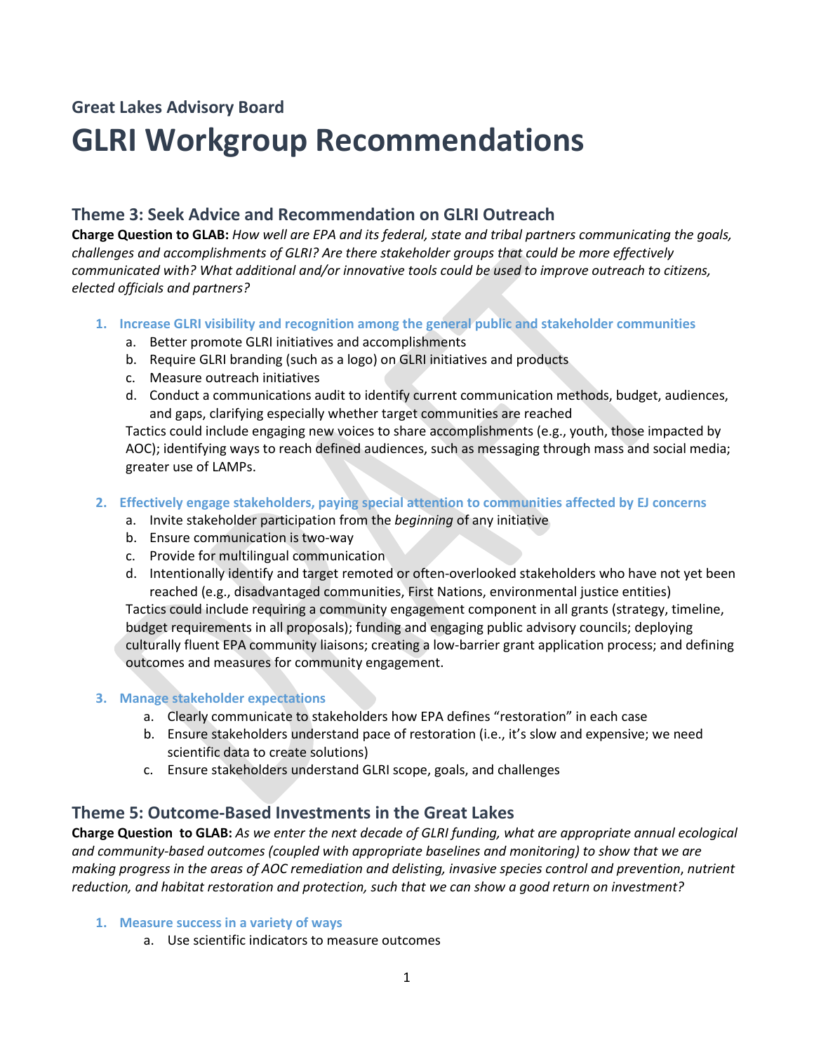Great Lakes Advisory Board

# GLRI Workgroup Recommendations

## Theme 3: Seek Advice and Recommendation on GLRI Outreach

**Charge Question to GLAB:** *How well are EPA and its federal, state and tribal partners communicating the goals, challenges and accomplishments of GLRI? Are there stakeholder groups that could be more effectively communicated with? What additional and/or innovative tools could be used to improve outreach to citizens, elected officials and partners?*

1. **Increase GLRI visibility and recognition among the general public and stakeholder communities**
   a. Better promote GLRI initiatives and accomplishments
   b. Require GLRI branding (such as a logo) on GLRI initiatives and products
   c. Measure outreach initiatives
   d. Conduct a communications audit to identify current communication methods, budget, audiences, and gaps, clarifying especially whether target communities are reached

   Tactics could include engaging new voices to share accomplishments (e.g., youth, those impacted by AOC); identifying ways to reach defined audiences, such as messaging through mass and social media; greater use of LAMPs.

2. **Effectively engage stakeholders, paying special attention to communities affected by EJ concerns**
   a. Invite stakeholder participation from the *beginning* of any initiative
   b. Ensure communication is two-way
   c. Provide for multilingual communication
   d. Intentionally identify and target remoted or often-overlooked stakeholders who have not yet been reached (e.g., disadvantaged communities, First Nations, environmental justice entities)

   Tactics could include requiring a community engagement component in all grants (strategy, timeline, budget requirements in all proposals); funding and engaging public advisory councils; deploying culturally fluent EPA community liaisons; creating a low-barrier grant application process; and defining outcomes and measures for community engagement.

3. **Manage stakeholder expectations**
   a. Clearly communicate to stakeholders how EPA defines "restoration" in each case
   b. Ensure stakeholders understand pace of restoration (i.e., it's slow and expensive; we need scientific data to create solutions)
   c. Ensure stakeholders understand GLRI scope, goals, and challenges

## Theme 5: Outcome-Based Investments in the Great Lakes

**Charge Question to GLAB:** *As we enter the next decade of GLRI funding, what are appropriate annual ecological and community-based outcomes (coupled with appropriate baselines and monitoring) to show that we are making progress in the areas of AOC remediation and delisting, invasive species control and prevention, nutrient reduction, and habitat restoration and protection, such that we can show a good return on investment?*

1. **Measure success in a variety of ways**
   a. Use scientific indicators to measure outcomes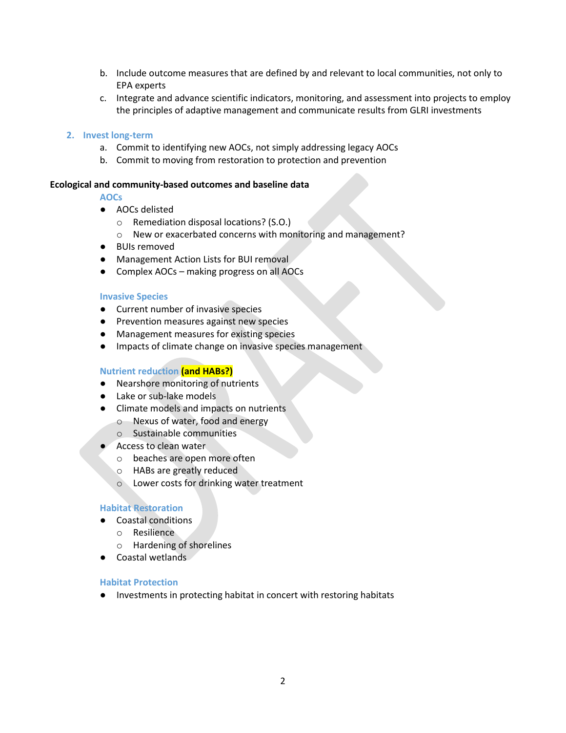b. Include outcome measures that are defined by and relevant to local communities, not only to EPA experts
   c. Integrate and advance scientific indicators, monitoring, and assessment into projects to employ the principles of adaptive management and communicate results from GLRI investments

2. Invest long-term
   a. Commit to identifying new AOCs, not simply addressing legacy AOCs
   b. Commit to moving from restoration to protection and prevention

**Ecological and community-based outcomes and baseline data**

### AOCs

- AOCs delisted
  - Remediation disposal locations? (S.O.)
  - New or exacerbated concerns with monitoring and management?
- BUIs removed
- Management Action Lists for BUI removal
- Complex AOCs – making progress on all AOCs

### Invasive Species

- Current number of invasive species
- Prevention measures against new species
- Management measures for existing species
- Impacts of climate change on invasive species management

### Nutrient reduction **(and HABs?)**

- Nearshore monitoring of nutrients
- Lake or sub-lake models
- Climate models and impacts on nutrients
  - Nexus of water, food and energy
  - Sustainable communities
- Access to clean water
  - beaches are open more often
  - HABs are greatly reduced
  - Lower costs for drinking water treatment

### Habitat Restoration

- Coastal conditions
  - Resilience
  - Hardening of shorelines
- Coastal wetlands

### Habitat Protection

- Investments in protecting habitat in concert with restoring habitats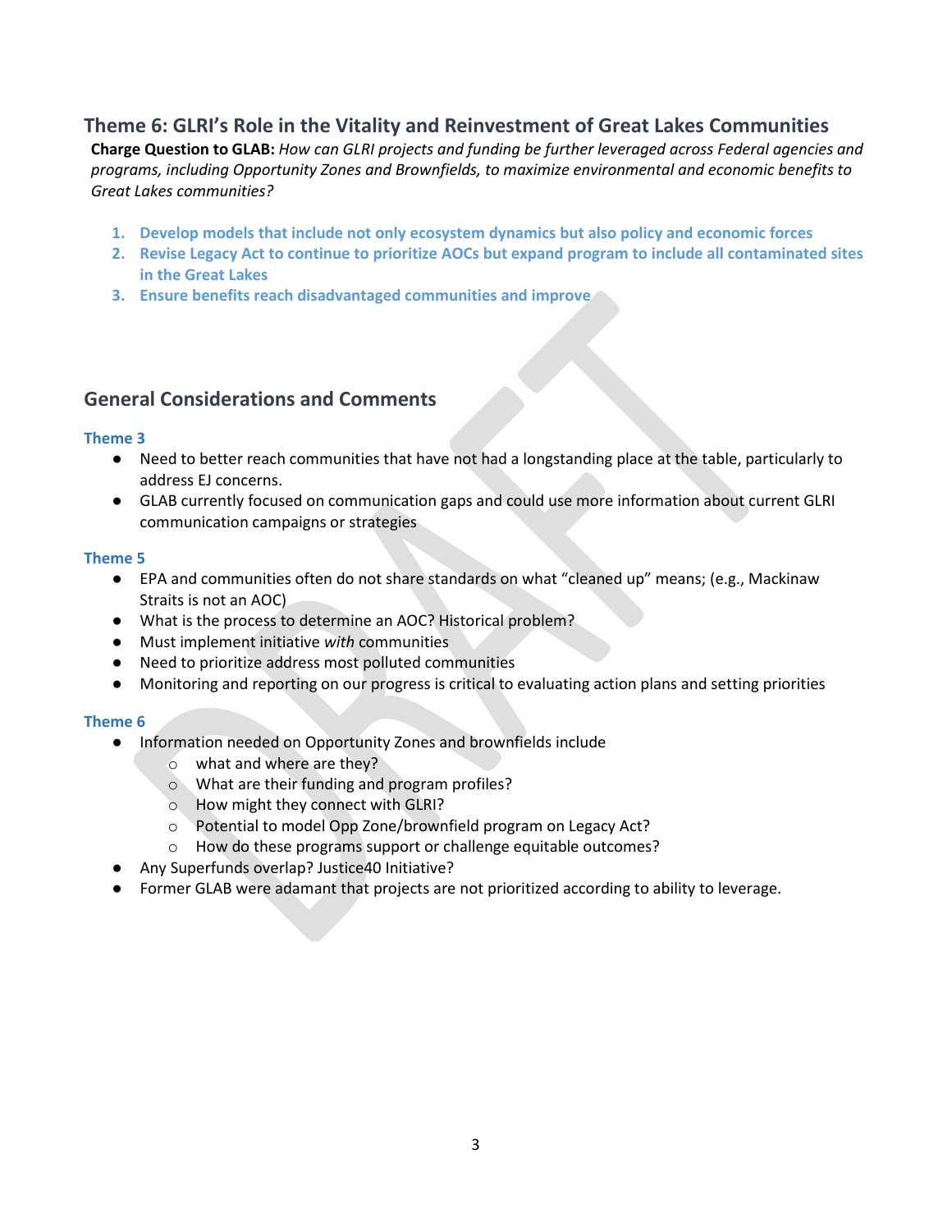## Theme 6: GLRI's Role in the Vitality and Reinvestment of Great Lakes Communities

**Charge Question to GLAB:** *How can GLRI projects and funding be further leveraged across Federal agencies and programs, including Opportunity Zones and Brownfields, to maximize environmental and economic benefits to Great Lakes communities?*

1. **Develop models that include not only ecosystem dynamics but also policy and economic forces**
2. **Revise Legacy Act to continue to prioritize AOCs but expand program to include all contaminated sites in the Great Lakes**
3. **Ensure benefits reach disadvantaged communities and improve**

## General Considerations and Comments

### Theme 3

- Need to better reach communities that have not had a longstanding place at the table, particularly to address EJ concerns.
- GLAB currently focused on communication gaps and could use more information about current GLRI communication campaigns or strategies

### Theme 5

- EPA and communities often do not share standards on what "cleaned up" means; (e.g., Mackinaw Straits is not an AOC)
- What is the process to determine an AOC? Historical problem?
- Must implement initiative *with* communities
- Need to prioritize address most polluted communities
- Monitoring and reporting on our progress is critical to evaluating action plans and setting priorities

### Theme 6

- Information needed on Opportunity Zones and brownfields include
  - what and where are they?
  - What are their funding and program profiles?
  - How might they connect with GLRI?
  - Potential to model Opp Zone/brownfield program on Legacy Act?
  - How do these programs support or challenge equitable outcomes?
- Any Superfunds overlap? Justice40 Initiative?
- Former GLAB were adamant that projects are not prioritized according to ability to leverage.